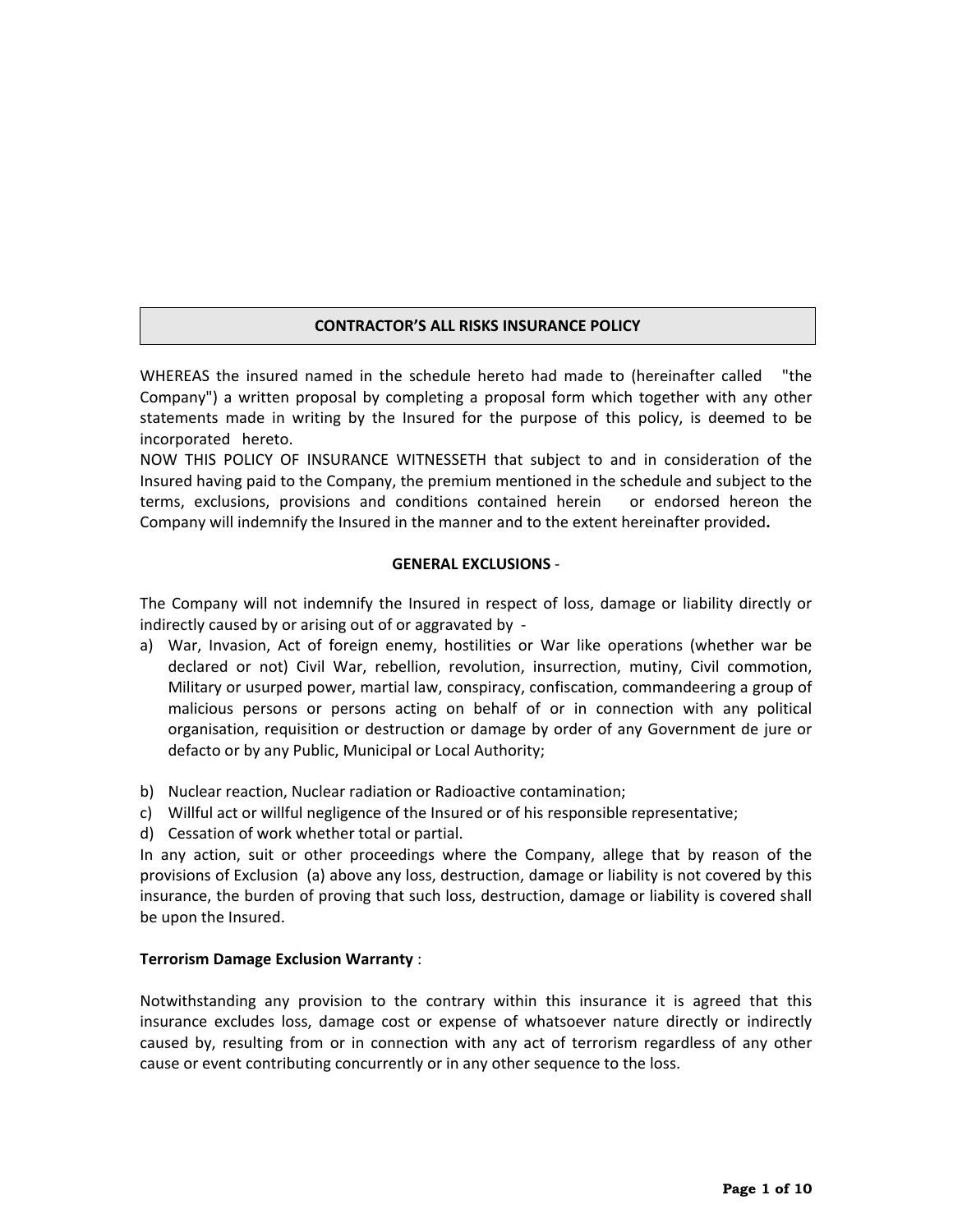# CONTRACTOR'S ALL RISKS INSURANCE POLICY

WHEREAS the insured named in the schedule hereto had made to (hereinafter called "the Company") a written proposal by completing a proposal form which together with any other statements made in writing by the Insured for the purpose of this policy, is deemed to be incorporated hereto.

NOW THIS POLICY OF INSURANCE WITNESSETH that subject to and in consideration of the Insured having paid to the Company, the premium mentioned in the schedule and subject to the terms, exclusions, provisions and conditions contained herein or endorsed hereon the Company will indemnify the Insured in the manner and to the extent hereinafter provided**.**

## GENERAL EXCLUSIONS -

The Company will not indemnify the Insured in respect of loss, damage or liability directly or indirectly caused by or arising out of or aggravated by -

a) War, Invasion, Act of foreign enemy, hostilities or War like operations (whether war be declared or not) Civil War, rebellion, revolution, insurrection, mutiny, Civil commotion, Military or usurped power, martial law, conspiracy, confiscation, commandeering a group of malicious persons or persons acting on behalf of or in connection with any political organisation, requisition or destruction or damage by order of any Government de jure or defacto or by any Public, Municipal or Local Authority;

b) Nuclear reaction, Nuclear radiation or Radioactive contamination;
c) Willful act or willful negligence of the Insured or of his responsible representative;
d) Cessation of work whether total or partial.

In any action, suit or other proceedings where the Company, allege that by reason of the provisions of Exclusion (a) above any loss, destruction, damage or liability is not covered by this insurance, the burden of proving that such loss, destruction, damage or liability is covered shall be upon the Insured.

**Terrorism Damage Exclusion Warranty** :

Notwithstanding any provision to the contrary within this insurance it is agreed that this insurance excludes loss, damage cost or expense of whatsoever nature directly or indirectly caused by, resulting from or in connection with any act of terrorism regardless of any other cause or event contributing concurrently or in any other sequence to the loss.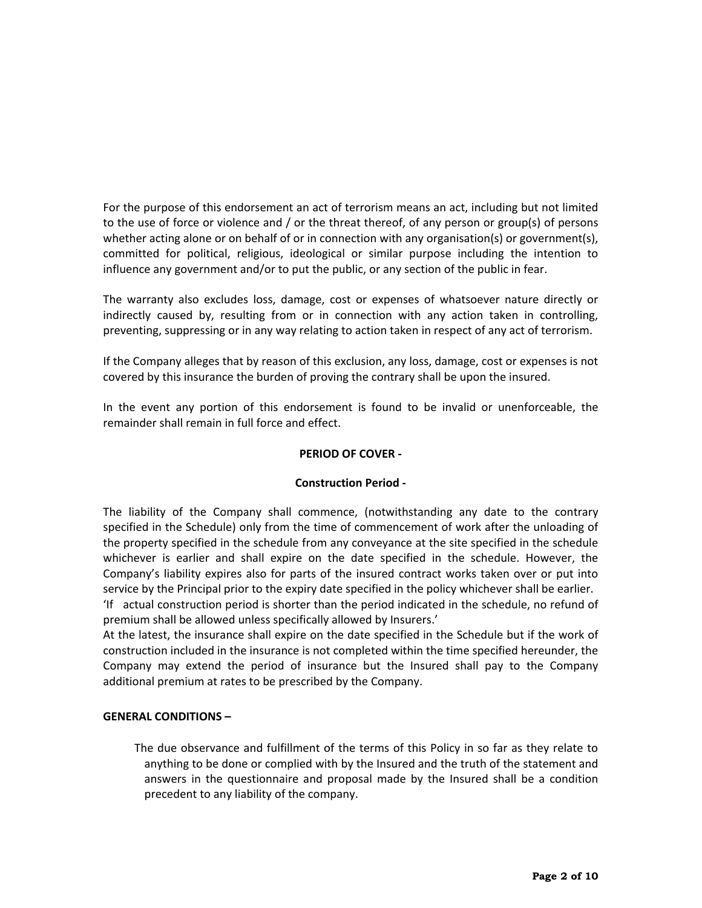For the purpose of this endorsement an act of terrorism means an act, including but not limited to the use of force or violence and / or the threat thereof, of any person or group(s) of persons whether acting alone or on behalf of or in connection with any organisation(s) or government(s), committed for political, religious, ideological or similar purpose including the intention to influence any government and/or to put the public, or any section of the public in fear.

The warranty also excludes loss, damage, cost or expenses of whatsoever nature directly or indirectly caused by, resulting from or in connection with any action taken in controlling, preventing, suppressing or in any way relating to action taken in respect of any act of terrorism.

If the Company alleges that by reason of this exclusion, any loss, damage, cost or expenses is not covered by this insurance the burden of proving the contrary shall be upon the insured.

In the event any portion of this endorsement is found to be invalid or unenforceable, the remainder shall remain in full force and effect.

**PERIOD OF COVER -**

**Construction Period -**

The liability of the Company shall commence, (notwithstanding any date to the contrary specified in the Schedule) only from the time of commencement of work after the unloading of the property specified in the schedule from any conveyance at the site specified in the schedule whichever is earlier and shall expire on the date specified in the schedule. However, the Company's liability expires also for parts of the insured contract works taken over or put into service by the Principal prior to the expiry date specified in the policy whichever shall be earlier.
'If actual construction period is shorter than the period indicated in the schedule, no refund of premium shall be allowed unless specifically allowed by Insurers.'
At the latest, the insurance shall expire on the date specified in the Schedule but if the work of construction included in the insurance is not completed within the time specified hereunder, the Company may extend the period of insurance but the Insured shall pay to the Company additional premium at rates to be prescribed by the Company.

**GENERAL CONDITIONS –**

The due observance and fulfillment of the terms of this Policy in so far as they relate to anything to be done or complied with by the Insured and the truth of the statement and answers in the questionnaire and proposal made by the Insured shall be a condition precedent to any liability of the company.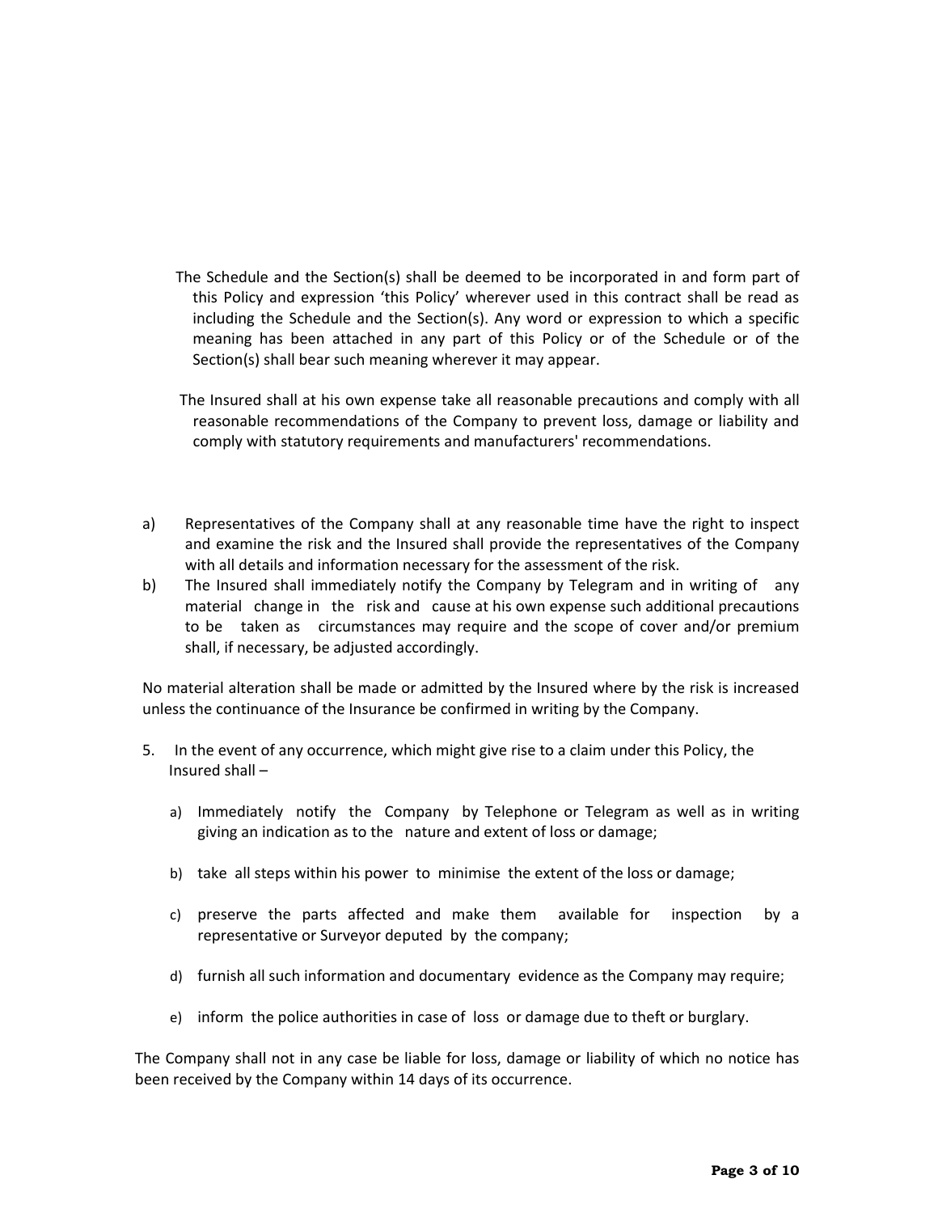The Schedule and the Section(s) shall be deemed to be incorporated in and form part of this Policy and expression 'this Policy' wherever used in this contract shall be read as including the Schedule and the Section(s). Any word or expression to which a specific meaning has been attached in any part of this Policy or of the Schedule or of the Section(s) shall bear such meaning wherever it may appear.

The Insured shall at his own expense take all reasonable precautions and comply with all reasonable recommendations of the Company to prevent loss, damage or liability and comply with statutory requirements and manufacturers' recommendations.

a) Representatives of the Company shall at any reasonable time have the right to inspect and examine the risk and the Insured shall provide the representatives of the Company with all details and information necessary for the assessment of the risk.

b) The Insured shall immediately notify the Company by Telegram and in writing of any material change in the risk and cause at his own expense such additional precautions to be taken as circumstances may require and the scope of cover and/or premium shall, if necessary, be adjusted accordingly.

No material alteration shall be made or admitted by the Insured where by the risk is increased unless the continuance of the Insurance be confirmed in writing by the Company.

5. In the event of any occurrence, which might give rise to a claim under this Policy, the Insured shall –

   a) Immediately notify the Company by Telephone or Telegram as well as in writing giving an indication as to the nature and extent of loss or damage;

   b) take all steps within his power to minimise the extent of the loss or damage;

   c) preserve the parts affected and make them available for inspection by a representative or Surveyor deputed by the company;

   d) furnish all such information and documentary evidence as the Company may require;

   e) inform the police authorities in case of loss or damage due to theft or burglary.

The Company shall not in any case be liable for loss, damage or liability of which no notice has been received by the Company within 14 days of its occurrence.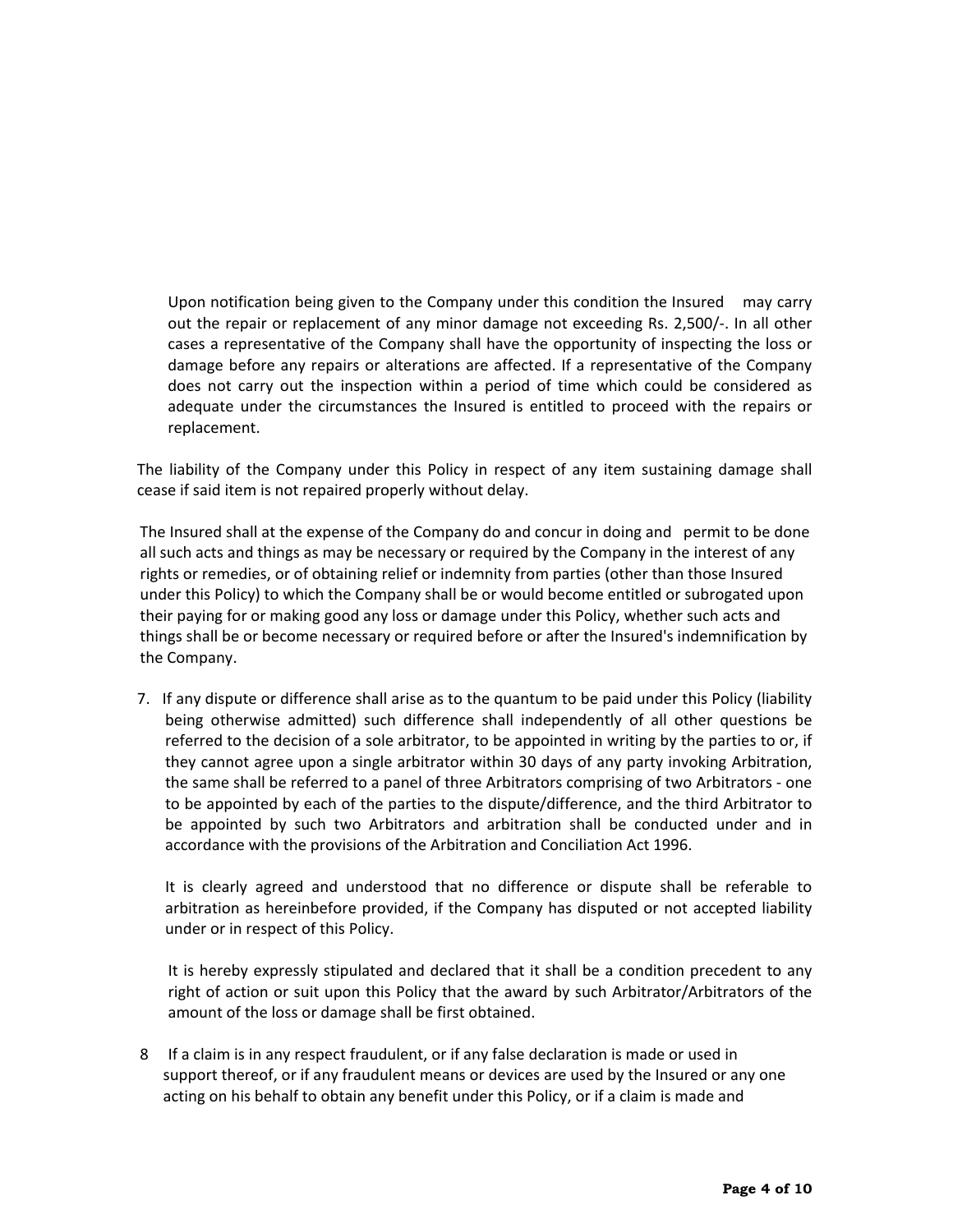Upon notification being given to the Company under this condition the Insured may carry out the repair or replacement of any minor damage not exceeding Rs. 2,500/-. In all other cases a representative of the Company shall have the opportunity of inspecting the loss or damage before any repairs or alterations are affected. If a representative of the Company does not carry out the inspection within a period of time which could be considered as adequate under the circumstances the Insured is entitled to proceed with the repairs or replacement.

The liability of the Company under this Policy in respect of any item sustaining damage shall cease if said item is not repaired properly without delay.

The Insured shall at the expense of the Company do and concur in doing and permit to be done all such acts and things as may be necessary or required by the Company in the interest of any rights or remedies, or of obtaining relief or indemnity from parties (other than those Insured under this Policy) to which the Company shall be or would become entitled or subrogated upon their paying for or making good any loss or damage under this Policy, whether such acts and things shall be or become necessary or required before or after the Insured's indemnification by the Company.

7. If any dispute or difference shall arise as to the quantum to be paid under this Policy (liability being otherwise admitted) such difference shall independently of all other questions be referred to the decision of a sole arbitrator, to be appointed in writing by the parties to or, if they cannot agree upon a single arbitrator within 30 days of any party invoking Arbitration, the same shall be referred to a panel of three Arbitrators comprising of two Arbitrators - one to be appointed by each of the parties to the dispute/difference, and the third Arbitrator to be appointed by such two Arbitrators and arbitration shall be conducted under and in accordance with the provisions of the Arbitration and Conciliation Act 1996.

   It is clearly agreed and understood that no difference or dispute shall be referable to arbitration as hereinbefore provided, if the Company has disputed or not accepted liability under or in respect of this Policy.

   It is hereby expressly stipulated and declared that it shall be a condition precedent to any right of action or suit upon this Policy that the award by such Arbitrator/Arbitrators of the amount of the loss or damage shall be first obtained.

8 If a claim is in any respect fraudulent, or if any false declaration is made or used in support thereof, or if any fraudulent means or devices are used by the Insured or any one acting on his behalf to obtain any benefit under this Policy, or if a claim is made and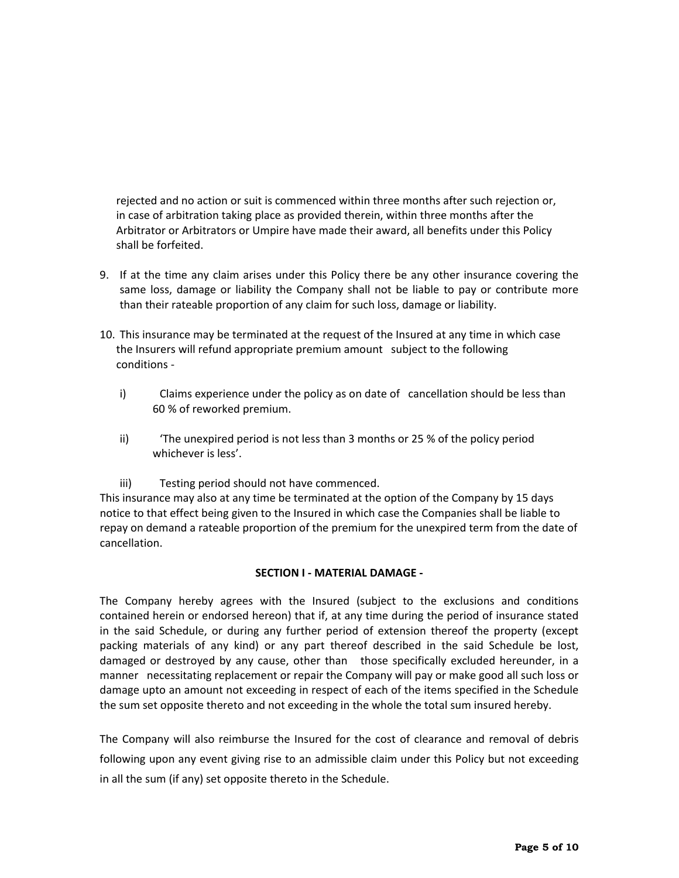rejected and no action or suit is commenced within three months after such rejection or, in case of arbitration taking place as provided therein, within three months after the Arbitrator or Arbitrators or Umpire have made their award, all benefits under this Policy shall be forfeited.

9. If at the time any claim arises under this Policy there be any other insurance covering the same loss, damage or liability the Company shall not be liable to pay or contribute more than their rateable proportion of any claim for such loss, damage or liability.

10. This insurance may be terminated at the request of the Insured at any time in which case the Insurers will refund appropriate premium amount subject to the following conditions -

    i) Claims experience under the policy as on date of cancellation should be less than 60 % of reworked premium.

    ii) 'The unexpired period is not less than 3 months or 25 % of the policy period whichever is less'.

    iii) Testing period should not have commenced.

This insurance may also at any time be terminated at the option of the Company by 15 days notice to that effect being given to the Insured in which case the Companies shall be liable to repay on demand a rateable proportion of the premium for the unexpired term from the date of cancellation.

**SECTION I - MATERIAL DAMAGE -**

The Company hereby agrees with the Insured (subject to the exclusions and conditions contained herein or endorsed hereon) that if, at any time during the period of insurance stated in the said Schedule, or during any further period of extension thereof the property (except packing materials of any kind) or any part thereof described in the said Schedule be lost, damaged or destroyed by any cause, other than those specifically excluded hereunder, in a manner necessitating replacement or repair the Company will pay or make good all such loss or damage upto an amount not exceeding in respect of each of the items specified in the Schedule the sum set opposite thereto and not exceeding in the whole the total sum insured hereby.

The Company will also reimburse the Insured for the cost of clearance and removal of debris following upon any event giving rise to an admissible claim under this Policy but not exceeding in all the sum (if any) set opposite thereto in the Schedule.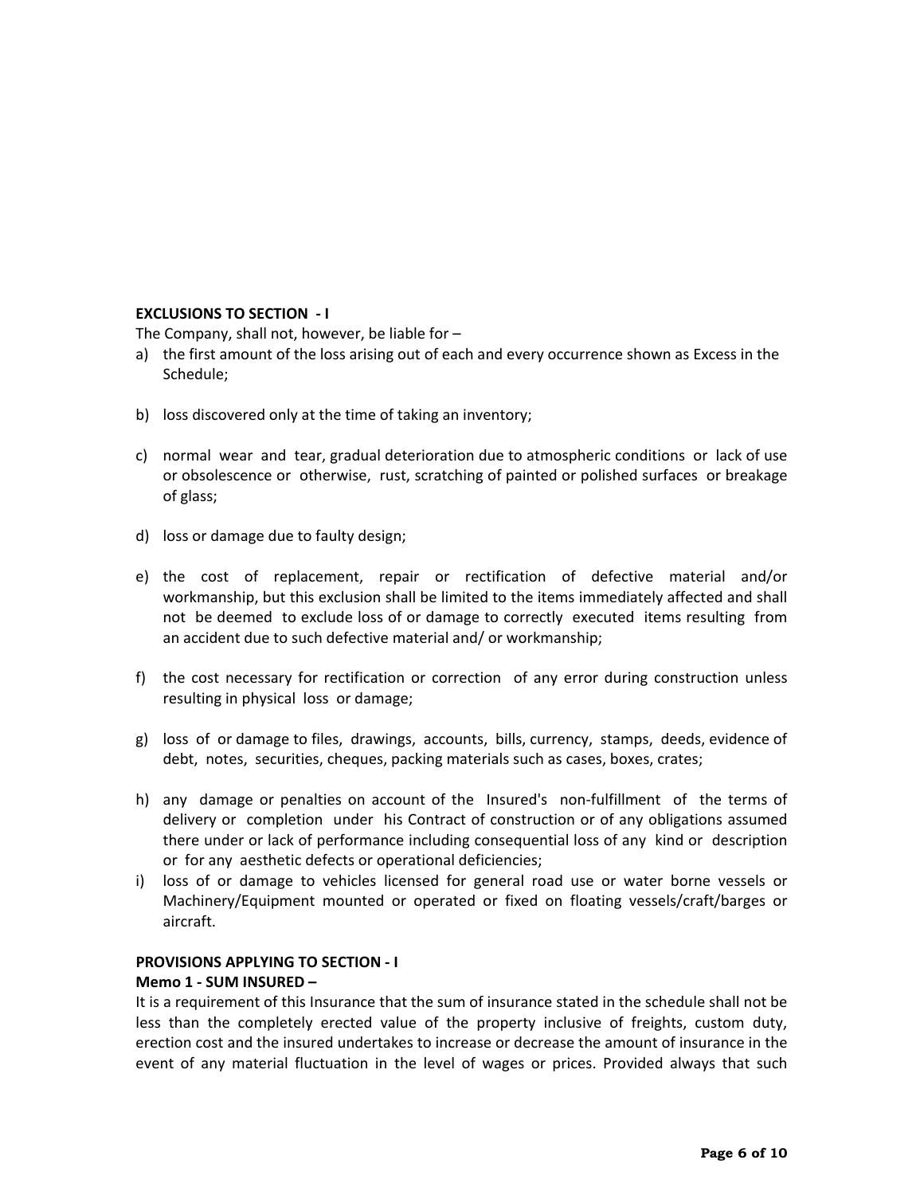**EXCLUSIONS TO SECTION - I**

The Company, shall not, however, be liable for –

a) the first amount of the loss arising out of each and every occurrence shown as Excess in the Schedule;

b) loss discovered only at the time of taking an inventory;

c) normal wear and tear, gradual deterioration due to atmospheric conditions or lack of use or obsolescence or otherwise, rust, scratching of painted or polished surfaces or breakage of glass;

d) loss or damage due to faulty design;

e) the cost of replacement, repair or rectification of defective material and/or workmanship, but this exclusion shall be limited to the items immediately affected and shall not be deemed to exclude loss of or damage to correctly executed items resulting from an accident due to such defective material and/ or workmanship;

f) the cost necessary for rectification or correction of any error during construction unless resulting in physical loss or damage;

g) loss of or damage to files, drawings, accounts, bills, currency, stamps, deeds, evidence of debt, notes, securities, cheques, packing materials such as cases, boxes, crates;

h) any damage or penalties on account of the Insured's non-fulfillment of the terms of delivery or completion under his Contract of construction or of any obligations assumed there under or lack of performance including consequential loss of any kind or description or for any aesthetic defects or operational deficiencies;

i) loss of or damage to vehicles licensed for general road use or water borne vessels or Machinery/Equipment mounted or operated or fixed on floating vessels/craft/barges or aircraft.

**PROVISIONS APPLYING TO SECTION - I**

**Memo 1 - SUM INSURED –**

It is a requirement of this Insurance that the sum of insurance stated in the schedule shall not be less than the completely erected value of the property inclusive of freights, custom duty, erection cost and the insured undertakes to increase or decrease the amount of insurance in the event of any material fluctuation in the level of wages or prices. Provided always that such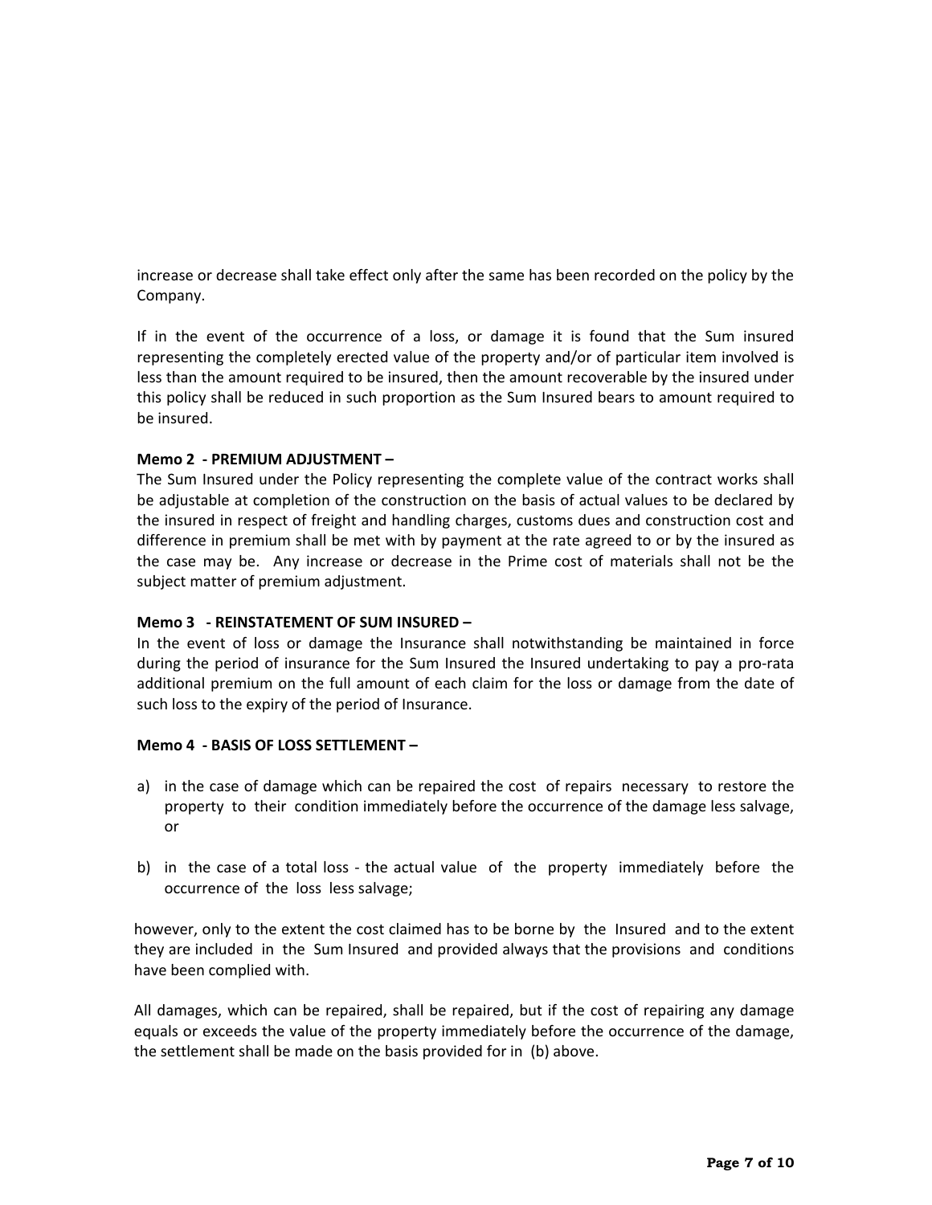increase or decrease shall take effect only after the same has been recorded on the policy by the Company.

If in the event of the occurrence of a loss, or damage it is found that the Sum insured representing the completely erected value of the property and/or of particular item involved is less than the amount required to be insured, then the amount recoverable by the insured under this policy shall be reduced in such proportion as the Sum Insured bears to amount required to be insured.

**Memo 2 - PREMIUM ADJUSTMENT –**

The Sum Insured under the Policy representing the complete value of the contract works shall be adjustable at completion of the construction on the basis of actual values to be declared by the insured in respect of freight and handling charges, customs dues and construction cost and difference in premium shall be met with by payment at the rate agreed to or by the insured as the case may be. Any increase or decrease in the Prime cost of materials shall not be the subject matter of premium adjustment.

**Memo 3 - REINSTATEMENT OF SUM INSURED –**

In the event of loss or damage the Insurance shall notwithstanding be maintained in force during the period of insurance for the Sum Insured the Insured undertaking to pay a pro-rata additional premium on the full amount of each claim for the loss or damage from the date of such loss to the expiry of the period of Insurance.

**Memo 4 - BASIS OF LOSS SETTLEMENT –**

a) in the case of damage which can be repaired the cost of repairs necessary to restore the property to their condition immediately before the occurrence of the damage less salvage, or

b) in the case of a total loss - the actual value of the property immediately before the occurrence of the loss less salvage;

however, only to the extent the cost claimed has to be borne by the Insured and to the extent they are included in the Sum Insured and provided always that the provisions and conditions have been complied with.

All damages, which can be repaired, shall be repaired, but if the cost of repairing any damage equals or exceeds the value of the property immediately before the occurrence of the damage, the settlement shall be made on the basis provided for in (b) above.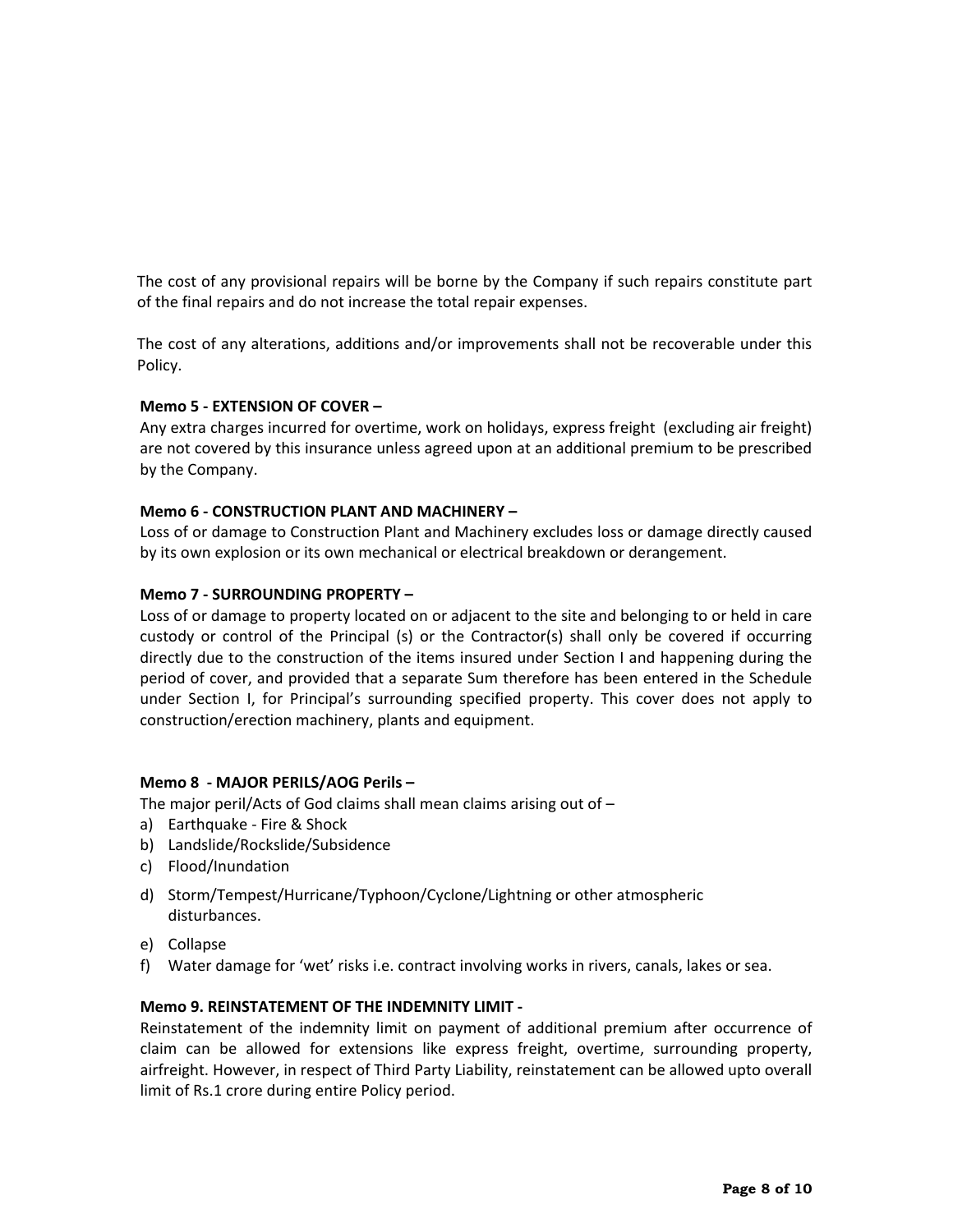The cost of any provisional repairs will be borne by the Company if such repairs constitute part of the final repairs and do not increase the total repair expenses.

The cost of any alterations, additions and/or improvements shall not be recoverable under this Policy.

**Memo 5 - EXTENSION OF COVER –**

Any extra charges incurred for overtime, work on holidays, express freight (excluding air freight) are not covered by this insurance unless agreed upon at an additional premium to be prescribed by the Company.

**Memo 6 - CONSTRUCTION PLANT AND MACHINERY –**

Loss of or damage to Construction Plant and Machinery excludes loss or damage directly caused by its own explosion or its own mechanical or electrical breakdown or derangement.

**Memo 7 - SURROUNDING PROPERTY –**

Loss of or damage to property located on or adjacent to the site and belonging to or held in care custody or control of the Principal (s) or the Contractor(s) shall only be covered if occurring directly due to the construction of the items insured under Section I and happening during the period of cover, and provided that a separate Sum therefore has been entered in the Schedule under Section I, for Principal's surrounding specified property. This cover does not apply to construction/erection machinery, plants and equipment.

**Memo 8 - MAJOR PERILS/AOG Perils –**

The major peril/Acts of God claims shall mean claims arising out of –

a) Earthquake - Fire & Shock
b) Landslide/Rockslide/Subsidence
c) Flood/Inundation
d) Storm/Tempest/Hurricane/Typhoon/Cyclone/Lightning or other atmospheric disturbances.
e) Collapse
f) Water damage for 'wet' risks i.e. contract involving works in rivers, canals, lakes or sea.

**Memo 9. REINSTATEMENT OF THE INDEMNITY LIMIT -**

Reinstatement of the indemnity limit on payment of additional premium after occurrence of claim can be allowed for extensions like express freight, overtime, surrounding property, airfreight. However, in respect of Third Party Liability, reinstatement can be allowed upto overall limit of Rs.1 crore during entire Policy period.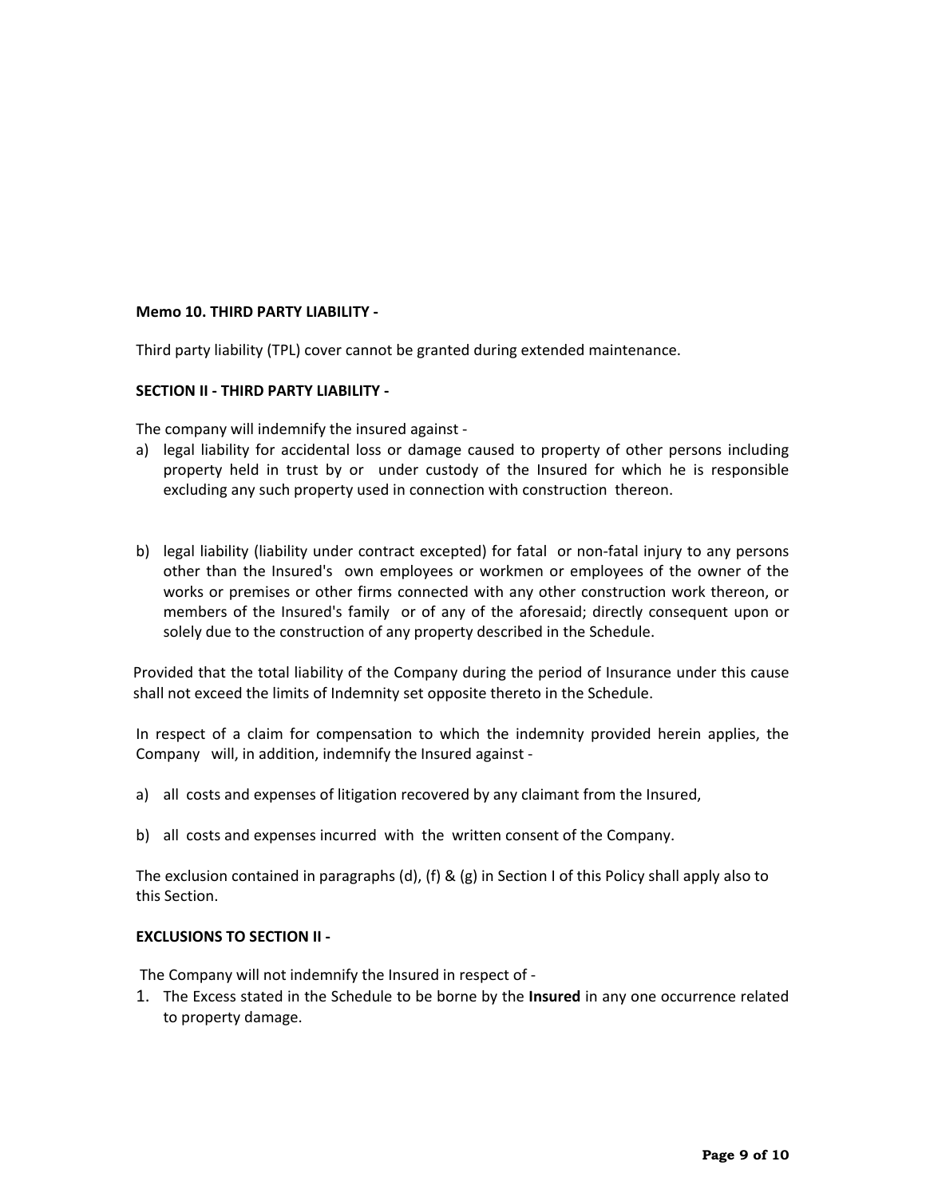**Memo 10. THIRD PARTY LIABILITY -**

Third party liability (TPL) cover cannot be granted during extended maintenance.

**SECTION II - THIRD PARTY LIABILITY -**

The company will indemnify the insured against -

a) legal liability for accidental loss or damage caused to property of other persons including property held in trust by or under custody of the Insured for which he is responsible excluding any such property used in connection with construction thereon.

b) legal liability (liability under contract excepted) for fatal or non-fatal injury to any persons other than the Insured's own employees or workmen or employees of the owner of the works or premises or other firms connected with any other construction work thereon, or members of the Insured's family or of any of the aforesaid; directly consequent upon or solely due to the construction of any property described in the Schedule.

Provided that the total liability of the Company during the period of Insurance under this cause shall not exceed the limits of Indemnity set opposite thereto in the Schedule.

In respect of a claim for compensation to which the indemnity provided herein applies, the Company will, in addition, indemnify the Insured against -

a) all costs and expenses of litigation recovered by any claimant from the Insured,

b) all costs and expenses incurred with the written consent of the Company.

The exclusion contained in paragraphs (d), (f) & (g) in Section I of this Policy shall apply also to this Section.

**EXCLUSIONS TO SECTION II -**

The Company will not indemnify the Insured in respect of -

1. The Excess stated in the Schedule to be borne by the **Insured** in any one occurrence related to property damage.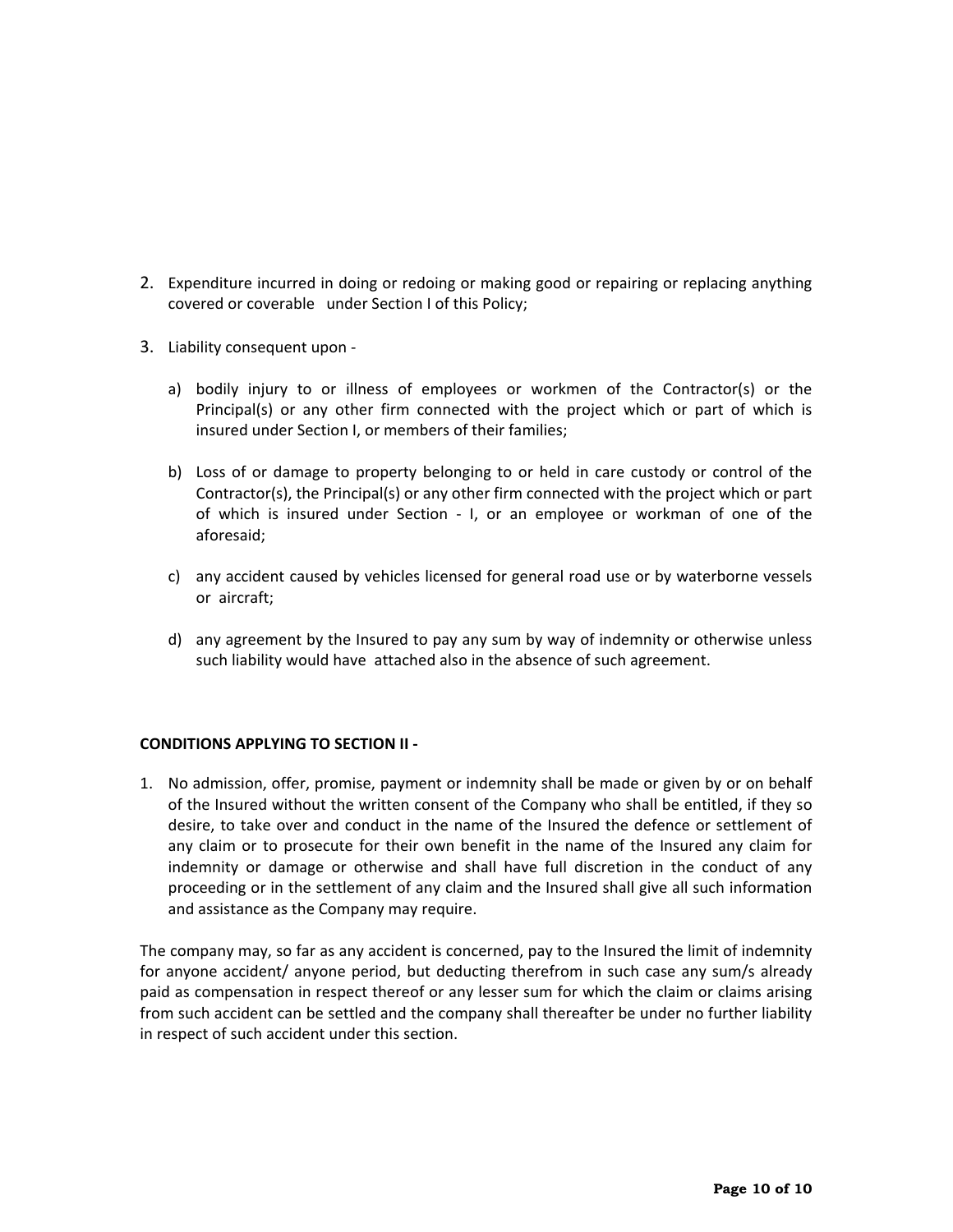2. Expenditure incurred in doing or redoing or making good or repairing or replacing anything covered or coverable under Section I of this Policy;

3. Liability consequent upon -

   a) bodily injury to or illness of employees or workmen of the Contractor(s) or the Principal(s) or any other firm connected with the project which or part of which is insured under Section I, or members of their families;

   b) Loss of or damage to property belonging to or held in care custody or control of the Contractor(s), the Principal(s) or any other firm connected with the project which or part of which is insured under Section - I, or an employee or workman of one of the aforesaid;

   c) any accident caused by vehicles licensed for general road use or by waterborne vessels or aircraft;

   d) any agreement by the Insured to pay any sum by way of indemnity or otherwise unless such liability would have attached also in the absence of such agreement.

**CONDITIONS APPLYING TO SECTION II -**

1. No admission, offer, promise, payment or indemnity shall be made or given by or on behalf of the Insured without the written consent of the Company who shall be entitled, if they so desire, to take over and conduct in the name of the Insured the defence or settlement of any claim or to prosecute for their own benefit in the name of the Insured any claim for indemnity or damage or otherwise and shall have full discretion in the conduct of any proceeding or in the settlement of any claim and the Insured shall give all such information and assistance as the Company may require.

The company may, so far as any accident is concerned, pay to the Insured the limit of indemnity for anyone accident/ anyone period, but deducting therefrom in such case any sum/s already paid as compensation in respect thereof or any lesser sum for which the claim or claims arising from such accident can be settled and the company shall thereafter be under no further liability in respect of such accident under this section.